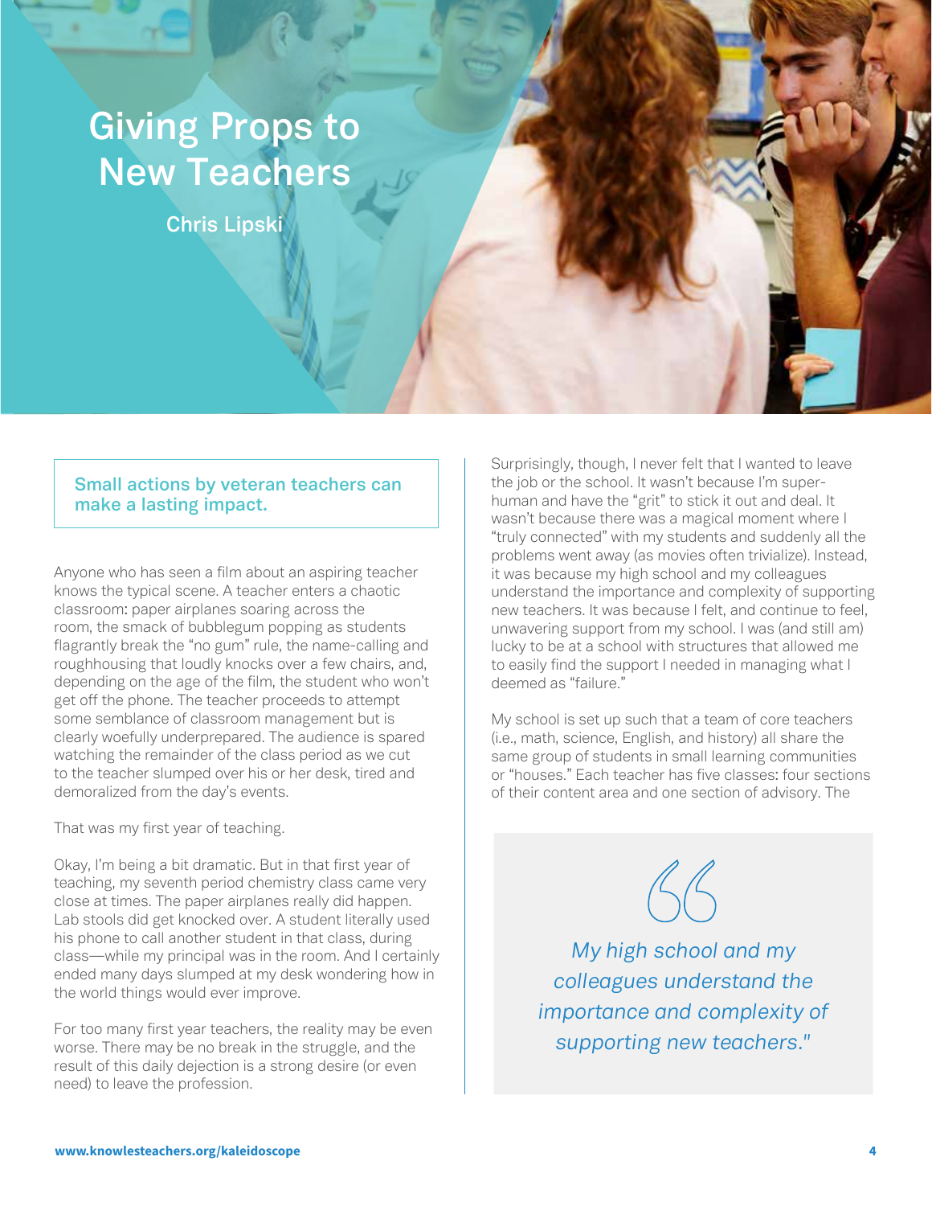# Giving Props to New Teachers

**Chris Lipski**

**Small actions by veteran teachers can make a lasting impact.**

Anyone who has seen a film about an aspiring teacher knows the typical scene. A teacher enters a chaotic classroom: paper airplanes soaring across the room, the smack of bubblegum popping as students flagrantly break the "no gum" rule, the name-calling and roughhousing that loudly knocks over a few chairs, and, depending on the age of the film, the student who won't get off the phone. The teacher proceeds to attempt some semblance of classroom management but is clearly woefully underprepared. The audience is spared watching the remainder of the class period as we cut to the teacher slumped over his or her desk, tired and demoralized from the day's events.

That was my first year of teaching.

Okay, I'm being a bit dramatic. But in that first year of teaching, my seventh period chemistry class came very close at times. The paper airplanes really did happen. Lab stools did get knocked over. A student literally used his phone to call another student in that class, during class—while my principal was in the room. And I certainly ended many days slumped at my desk wondering how in the world things would ever improve.

For too many first year teachers, the reality may be even worse. There may be no break in the struggle, and the result of this daily dejection is a strong desire (or even need) to leave the profession.

Surprisingly, though, I never felt that I wanted to leave the job or the school. It wasn't because I'm super-human and have the "grit" to stick it out and deal. It wasn't because there was a magical moment where I "truly connected" with my students and suddenly all the problems went away (as movies often trivialize). Instead, it was because my high school and my colleagues understand the importance and complexity of supporting new teachers. It was because I felt, and continue to feel, unwavering support from my school. I was (and still am) lucky to be at a school with structures that allowed me to easily find the support I needed in managing what I deemed as "failure."

My school is set up such that a team of core teachers (i.e., math, science, English, and history) all share the same group of students in small learning communities or "houses." Each teacher has five classes: four sections of their content area and one section of advisory. The

> *My high school and my colleagues understand the importance and complexity of supporting new teachers."*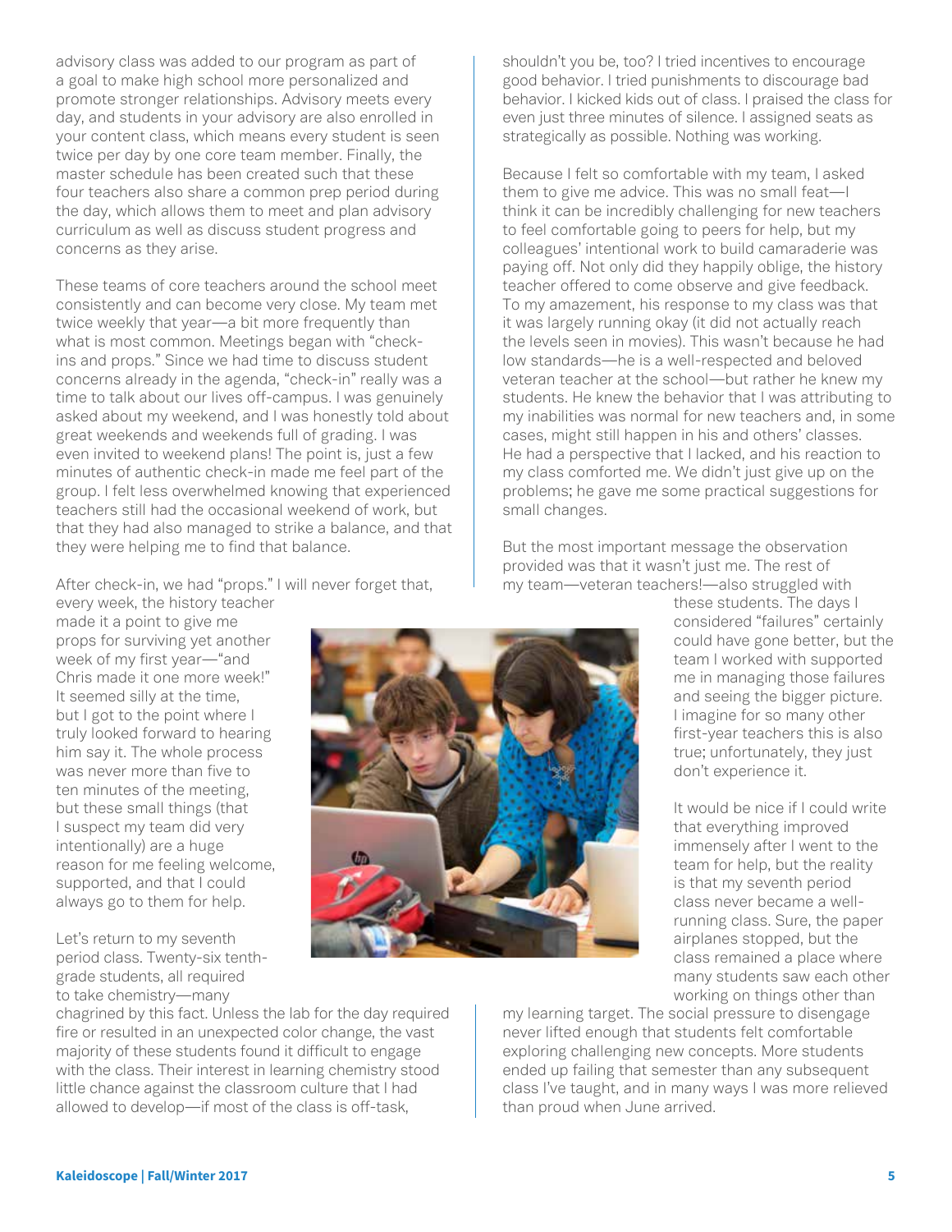advisory class was added to our program as part of a goal to make high school more personalized and promote stronger relationships. Advisory meets every day, and students in your advisory are also enrolled in your content class, which means every student is seen twice per day by one core team member. Finally, the master schedule has been created such that these four teachers also share a common prep period during the day, which allows them to meet and plan advisory curriculum as well as discuss student progress and concerns as they arise.

These teams of core teachers around the school meet consistently and can become very close. My team met twice weekly that year—a bit more frequently than what is most common. Meetings began with "check-ins and props." Since we had time to discuss student concerns already in the agenda, "check-in" really was a time to talk about our lives off-campus. I was genuinely asked about my weekend, and I was honestly told about great weekends and weekends full of grading. I was even invited to weekend plans! The point is, just a few minutes of authentic check-in made me feel part of the group. I felt less overwhelmed knowing that experienced teachers still had the occasional weekend of work, but that they had also managed to strike a balance, and that they were helping me to find that balance.

After check-in, we had "props." I will never forget that, every week, the history teacher made it a point to give me props for surviving yet another week of my first year—"and Chris made it one more week!" It seemed silly at the time, but I got to the point where I truly looked forward to hearing him say it. The whole process was never more than five to ten minutes of the meeting, but these small things (that I suspect my team did very intentionally) are a huge reason for me feeling welcome, supported, and that I could always go to them for help.

Let's return to my seventh period class. Twenty-six tenth-grade students, all required to take chemistry—many chagrined by this fact. Unless the lab for the day required fire or resulted in an unexpected color change, the vast majority of these students found it difficult to engage with the class. Their interest in learning chemistry stood little chance against the classroom culture that I had allowed to develop—if most of the class is off-task, shouldn't you be, too? I tried incentives to encourage good behavior. I tried punishments to discourage bad behavior. I kicked kids out of class. I praised the class for even just three minutes of silence. I assigned seats as strategically as possible. Nothing was working.

Because I felt so comfortable with my team, I asked them to give me advice. This was no small feat—I think it can be incredibly challenging for new teachers to feel comfortable going to peers for help, but my colleagues' intentional work to build camaraderie was paying off. Not only did they happily oblige, the history teacher offered to come observe and give feedback. To my amazement, his response to my class was that it was largely running okay (it did not actually reach the levels seen in movies). This wasn't because he had low standards—he is a well-respected and beloved veteran teacher at the school—but rather he knew my students. He knew the behavior that I was attributing to my inabilities was normal for new teachers and, in some cases, might still happen in his and others' classes. He had a perspective that I lacked, and his reaction to my class comforted me. We didn't just give up on the problems; he gave me some practical suggestions for small changes.

But the most important message the observation provided was that it wasn't just me. The rest of my team—veteran teachers!—also struggled with these students. The days I considered "failures" certainly could have gone better, but the team I worked with supported me in managing those failures and seeing the bigger picture. I imagine for so many other first-year teachers this is also true; unfortunately, they just don't experience it.

It would be nice if I could write that everything improved immensely after I went to the team for help, but the reality is that my seventh period class never became a well-running class. Sure, the paper airplanes stopped, but the class remained a place where many students saw each other working on things other than my learning target. The social pressure to disengage never lifted enough that students felt comfortable exploring challenging new concepts. More students ended up failing that semester than any subsequent class I've taught, and in many ways I was more relieved than proud when June arrived.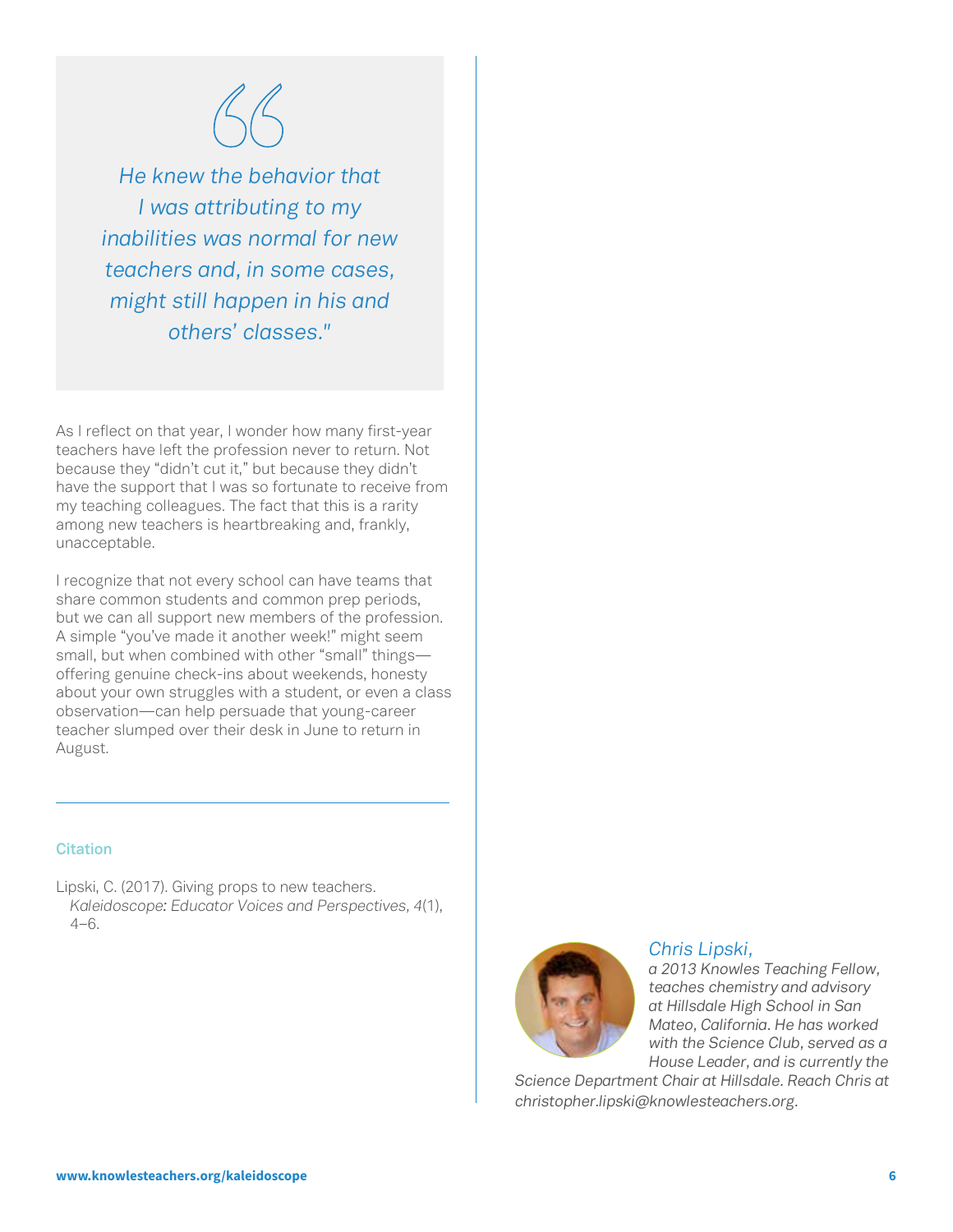> *He knew the behavior that I was attributing to my inabilities was normal for new teachers and, in some cases, might still happen in his and others' classes."*

As I reflect on that year, I wonder how many first-year teachers have left the profession never to return. Not because they "didn't cut it," but because they didn't have the support that I was so fortunate to receive from my teaching colleagues. The fact that this is a rarity among new teachers is heartbreaking and, frankly, unacceptable.

I recognize that not every school can have teams that share common students and common prep periods, but we can all support new members of the profession. A simple "you've made it another week!" might seem small, but when combined with other "small" things—offering genuine check-ins about weekends, honesty about your own struggles with a student, or even a class observation—can help persuade that young-career teacher slumped over their desk in June to return in August.

---

### Citation

Lipski, C. (2017). Giving props to new teachers. *Kaleidoscope: Educator Voices and Perspectives, 4*(1), 4–6.

*Chris Lipski, a 2013 Knowles Teaching Fellow, teaches chemistry and advisory at Hillsdale High School in San Mateo, California. He has worked with the Science Club, served as a House Leader, and is currently the Science Department Chair at Hillsdale. Reach Chris at christopher.lipski@knowlesteachers.org.*